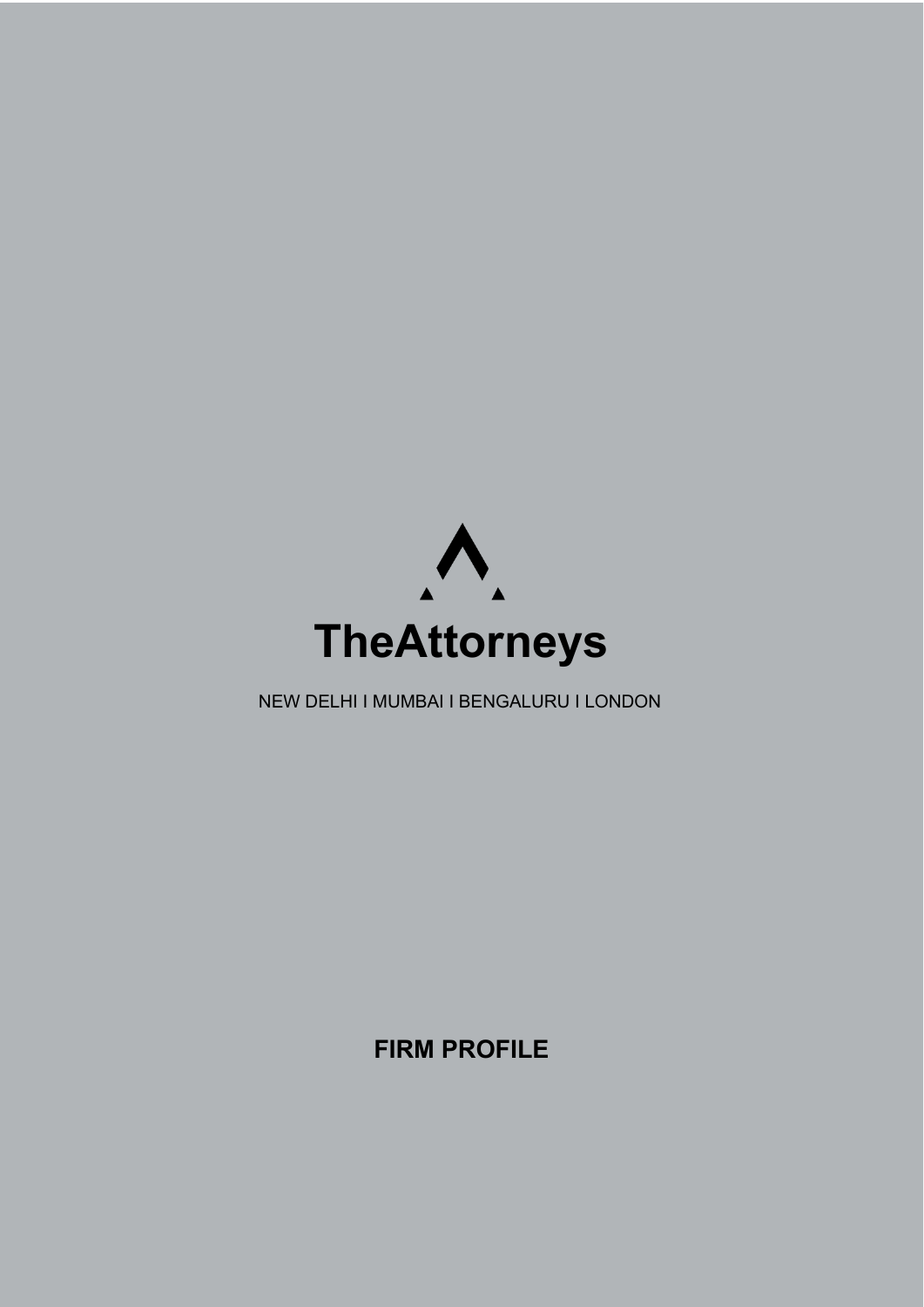# TheAttorneys

NEW DELHI I MUMBAI I BENGALURU I LONDON

**FIRM PROFILE**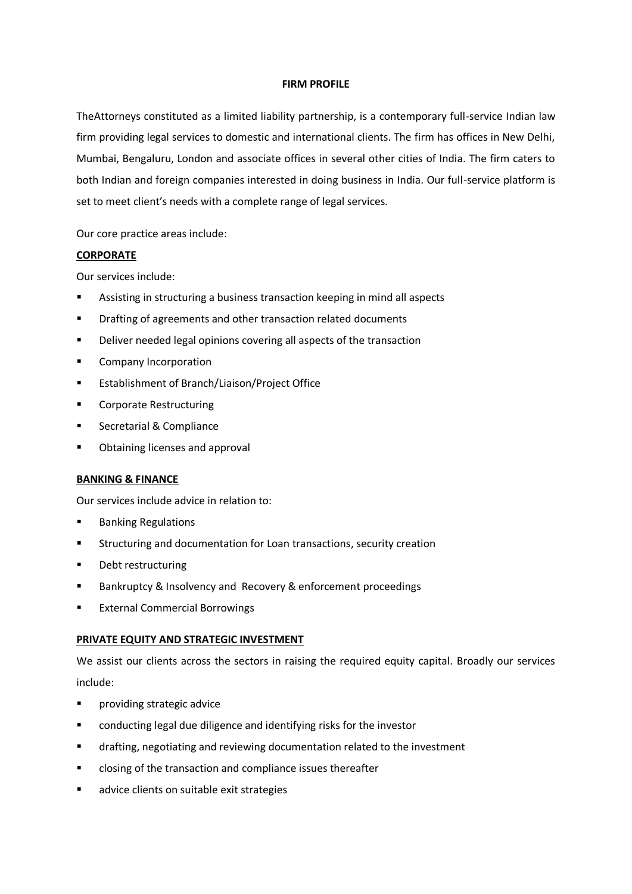**FIRM PROFILE**

TheAttorneys constituted as a limited liability partnership, is a contemporary full-service Indian law firm providing legal services to domestic and international clients. The firm has offices in New Delhi, Mumbai, Bengaluru, London and associate offices in several other cities of India. The firm caters to both Indian and foreign companies interested in doing business in India. Our full-service platform is set to meet client's needs with a complete range of legal services.

Our core practice areas include:

**CORPORATE**

Our services include:

- Assisting in structuring a business transaction keeping in mind all aspects
- Drafting of agreements and other transaction related documents
- Deliver needed legal opinions covering all aspects of the transaction
- Company Incorporation
- Establishment of Branch/Liaison/Project Office
- Corporate Restructuring
- Secretarial & Compliance
- Obtaining licenses and approval

**BANKING & FINANCE**

Our services include advice in relation to:

- Banking Regulations
- Structuring and documentation for Loan transactions, security creation
- Debt restructuring
- Bankruptcy & Insolvency and Recovery & enforcement proceedings
- External Commercial Borrowings

**PRIVATE EQUITY AND STRATEGIC INVESTMENT**

We assist our clients across the sectors in raising the required equity capital. Broadly our services include:

- providing strategic advice
- conducting legal due diligence and identifying risks for the investor
- drafting, negotiating and reviewing documentation related to the investment
- closing of the transaction and compliance issues thereafter
- advice clients on suitable exit strategies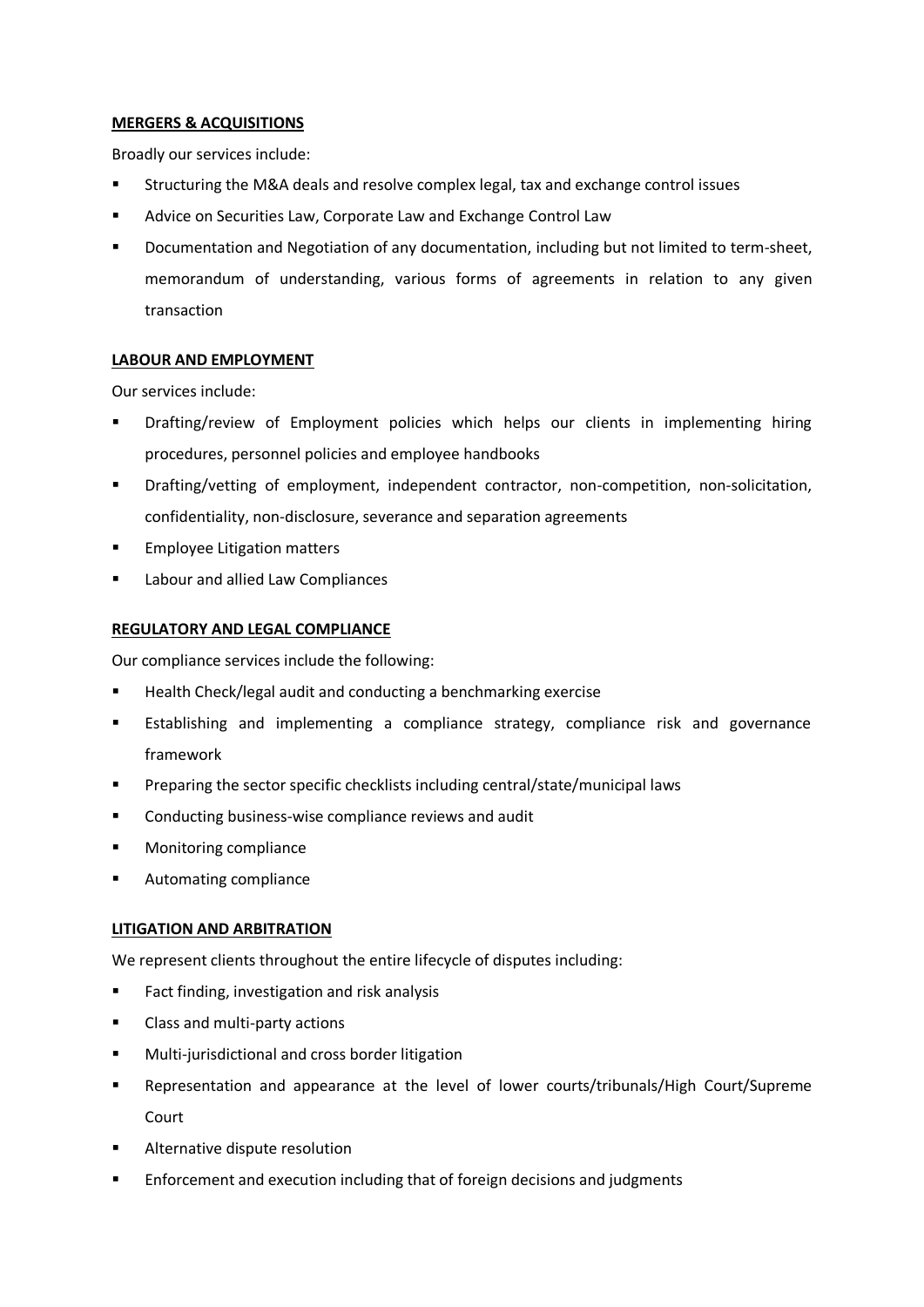## MERGERS & ACQUISITIONS

Broadly our services include:

- Structuring the M&A deals and resolve complex legal, tax and exchange control issues
- Advice on Securities Law, Corporate Law and Exchange Control Law
- Documentation and Negotiation of any documentation, including but not limited to term-sheet, memorandum of understanding, various forms of agreements in relation to any given transaction

## LABOUR AND EMPLOYMENT

Our services include:

- Drafting/review of Employment policies which helps our clients in implementing hiring procedures, personnel policies and employee handbooks
- Drafting/vetting of employment, independent contractor, non-competition, non-solicitation, confidentiality, non-disclosure, severance and separation agreements
- Employee Litigation matters
- Labour and allied Law Compliances

## REGULATORY AND LEGAL COMPLIANCE

Our compliance services include the following:

- Health Check/legal audit and conducting a benchmarking exercise
- Establishing and implementing a compliance strategy, compliance risk and governance framework
- Preparing the sector specific checklists including central/state/municipal laws
- Conducting business-wise compliance reviews and audit
- Monitoring compliance
- Automating compliance

## LITIGATION AND ARBITRATION

We represent clients throughout the entire lifecycle of disputes including:

- Fact finding, investigation and risk analysis
- Class and multi-party actions
- Multi-jurisdictional and cross border litigation
- Representation and appearance at the level of lower courts/tribunals/High Court/Supreme Court
- Alternative dispute resolution
- Enforcement and execution including that of foreign decisions and judgments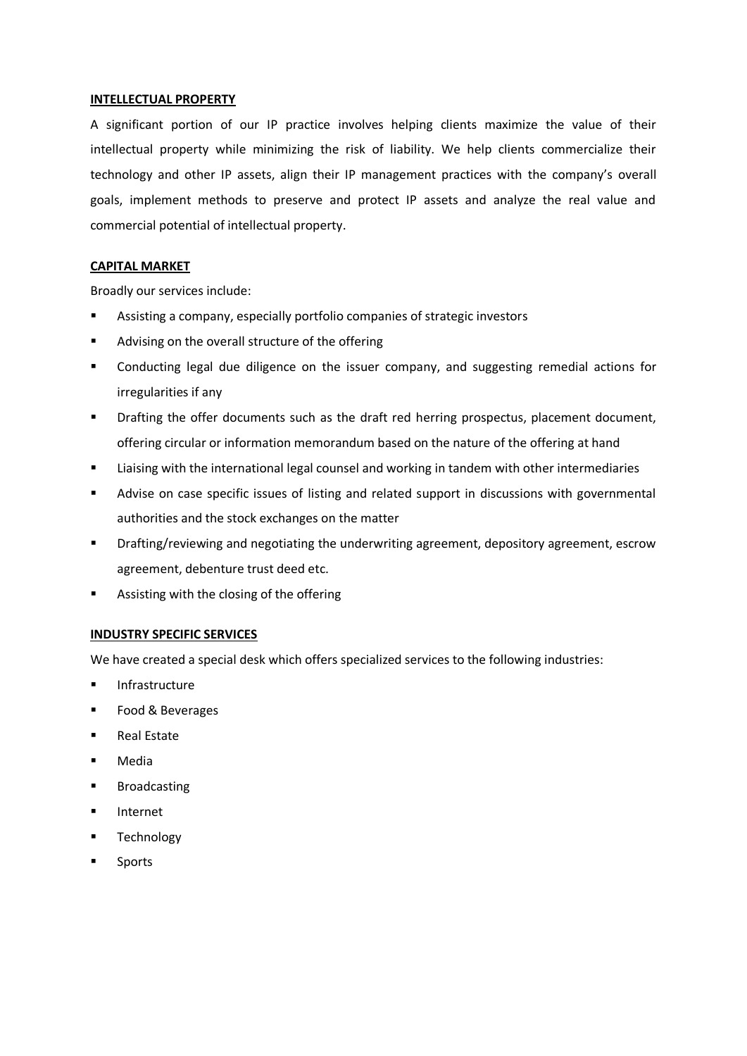## INTELLECTUAL PROPERTY

A significant portion of our IP practice involves helping clients maximize the value of their intellectual property while minimizing the risk of liability. We help clients commercialize their technology and other IP assets, align their IP management practices with the company's overall goals, implement methods to preserve and protect IP assets and analyze the real value and commercial potential of intellectual property.

## CAPITAL MARKET

Broadly our services include:

- Assisting a company, especially portfolio companies of strategic investors
- Advising on the overall structure of the offering
- Conducting legal due diligence on the issuer company, and suggesting remedial actions for irregularities if any
- Drafting the offer documents such as the draft red herring prospectus, placement document, offering circular or information memorandum based on the nature of the offering at hand
- Liaising with the international legal counsel and working in tandem with other intermediaries
- Advise on case specific issues of listing and related support in discussions with governmental authorities and the stock exchanges on the matter
- Drafting/reviewing and negotiating the underwriting agreement, depository agreement, escrow agreement, debenture trust deed etc.
- Assisting with the closing of the offering

## INDUSTRY SPECIFIC SERVICES

We have created a special desk which offers specialized services to the following industries:

- Infrastructure
- Food & Beverages
- Real Estate
- Media
- Broadcasting
- Internet
- Technology
- Sports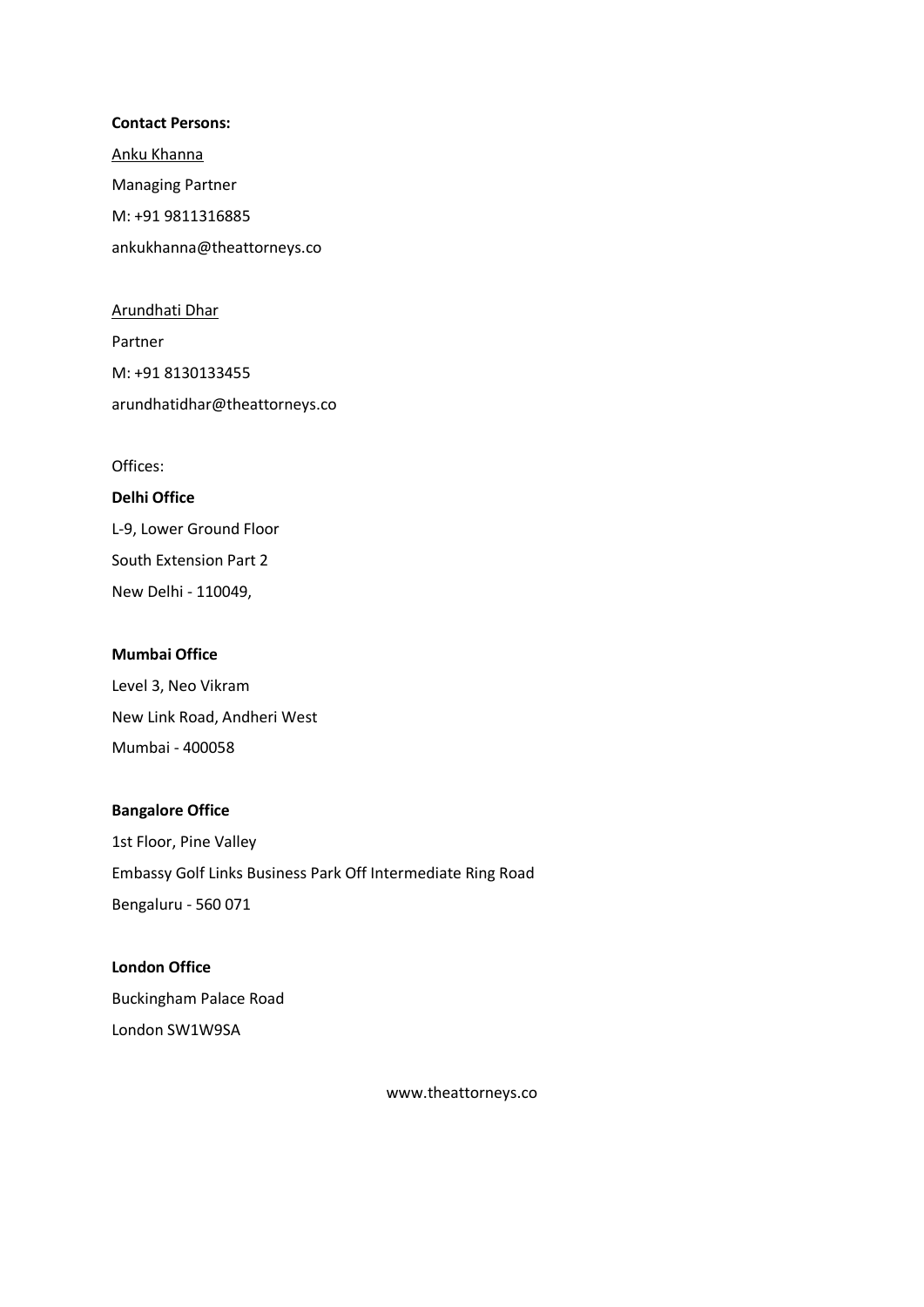**Contact Persons:**

Anku Khanna

Managing Partner

M: +91 9811316885

ankukhanna@theattorneys.co

Arundhati Dhar

Partner

M: +91 8130133455

arundhatidhar@theattorneys.co

Offices:

**Delhi Office**

L-9, Lower Ground Floor

South Extension Part 2

New Delhi - 110049,

**Mumbai Office**

Level 3, Neo Vikram

New Link Road, Andheri West

Mumbai - 400058

**Bangalore Office**

1st Floor, Pine Valley

Embassy Golf Links Business Park Off Intermediate Ring Road

Bengaluru - 560 071

**London Office**

Buckingham Palace Road

London SW1W9SA

www.theattorneys.co